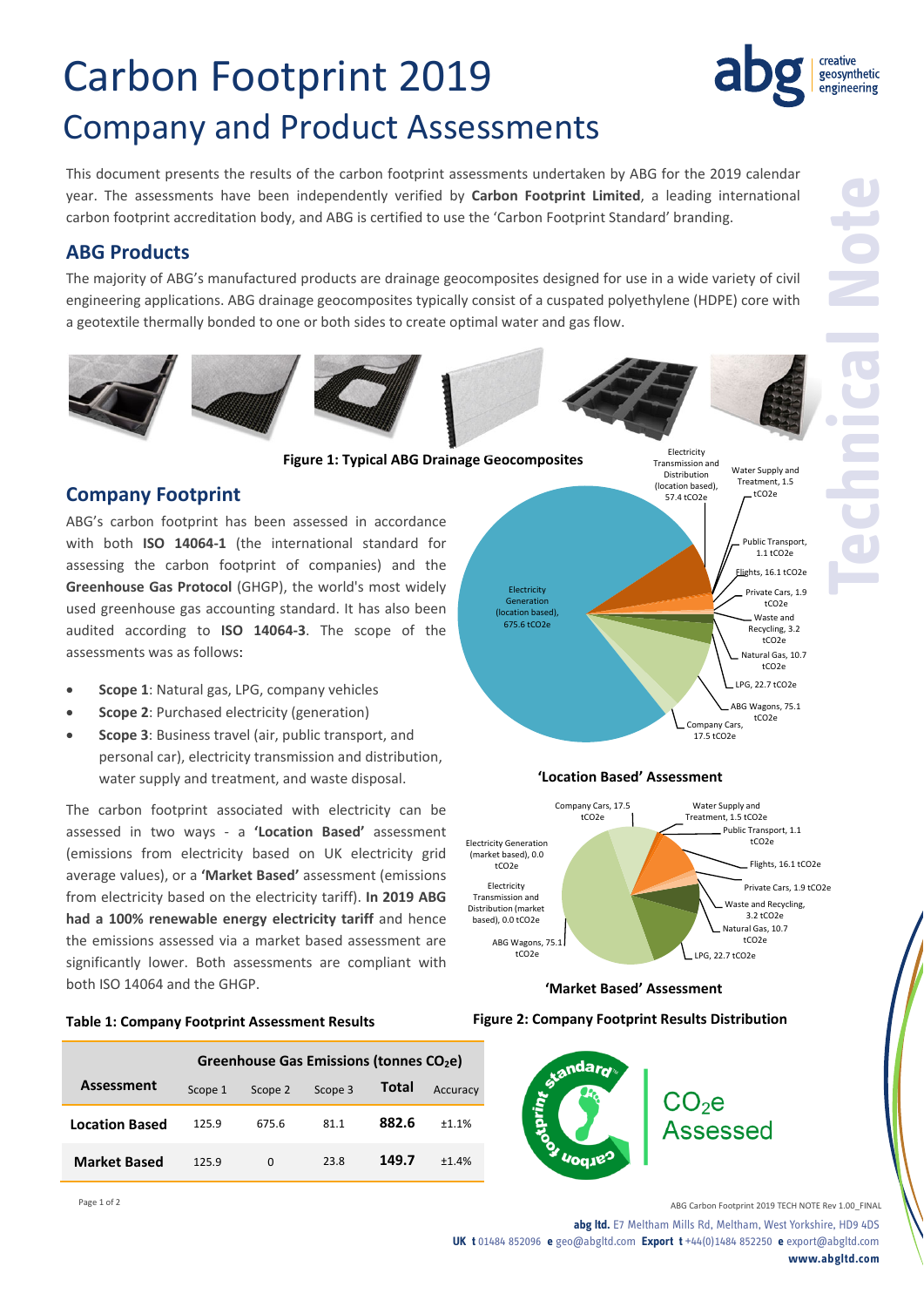# Carbon Footprint 2019

## Company and Product Assessments

This document presents the results of the carbon footprint assessments undertaken by ABG for the 2019 calendar year. The assessments have been independently verified by **Carbon Footprint Limited**, a leading international carbon footprint accreditation body, and ABG is certified to use the 'Carbon Footprint Standard' branding.

### ABG Products

The majority of ABG's manufactured products are drainage geocomposites designed for use in a wide variety of civil engineering applications. ABG drainage geocomposites typically consist of a cuspated polyethylene (HDPE) core with a geotextile thermally bonded to one or both sides to create optimal water and gas flow.

**Figure 1: Typical ABG Drainage Geocomposites**

### Company Footprint

ABG's carbon footprint has been assessed in accordance with both **ISO 14064-1** (the international standard for assessing the carbon footprint of companies) and the **Greenhouse Gas Protocol** (GHGP), the world's most widely used greenhouse gas accounting standard. It has also been audited according to **ISO 14064-3**. The scope of the assessments was as follows:

- **Scope 1**: Natural gas, LPG, company vehicles
- **Scope 2**: Purchased electricity (generation)
- **Scope 3**: Business travel (air, public transport, and personal car), electricity transmission and distribution, water supply and treatment, and waste disposal.

The carbon footprint associated with electricity can be assessed in two ways - a **'Location Based'** assessment (emissions from electricity based on UK electricity grid average values), or a **'Market Based'** assessment (emissions from electricity based on the electricity tariff). **In 2019 ABG had a 100% renewable energy electricity tariff** and hence the emissions assessed via a market based assessment are significantly lower. Both assessments are compliant with both ISO 14064 and the GHGP.

**Table 1: Company Footprint Assessment Results**

| Assessment | Greenhouse Gas Emissions (tonnes $CO_2e$) | | | | |
|---|---|---|---|---|---|
| | Scope 1 | Scope 2 | Scope 3 | **Total** | Accuracy |
| **Location Based** | 125.9 | 675.6 | 81.1 | **882.6** | ±1.1% |
| **Market Based** | 125.9 | 0 | 23.8 | **149.7** | ±1.4% |

Electricity Generation (location based), 675.6 tCO2e; Electricity Transmission and Distribution (location based), 57.4 tCO2e; Water Supply and Treatment, 1.5 tCO2e; Public Transport, 1.1 tCO2e; Flights, 16.1 tCO2e; Private Cars, 1.9 tCO2e; Waste and Recycling, 3.2 tCO2e; Natural Gas, 10.7 tCO2e; LPG, 22.7 tCO2e; ABG Wagons, 75.1 tCO2e; Company Cars, 17.5 tCO2e

**'Location Based' Assessment**

Company Cars, 17.5 tCO2e; Water Supply and Treatment, 1.5 tCO2e; Public Transport, 1.1 tCO2e; Electricity Generation (market based), 0.0 tCO2e; Flights, 16.1 tCO2e; Electricity Transmission and Distribution (market based), 0.0 tCO2e; Private Cars, 1.9 tCO2e; Waste and Recycling, 3.2 tCO2e; Natural Gas, 10.7 tCO2e; ABG Wagons, 75.1 tCO2e; LPG, 22.7 tCO2e

**'Market Based' Assessment**

**Figure 2: Company Footprint Results Distribution**

carbon footprint standard

$CO_2e$ Assessed

ABG Carbon Footprint 2019 TECH NOTE Rev 1.00_FINAL

**abg ltd.** E7 Meltham Mills Rd, Meltham, West Yorkshire, HD9 4DS
**UK t** 01484 852096 **e** geo@abgltd.com **Export t** +44(0)1484 852250 **e** export@abgltd.com
**www.abgltd.com**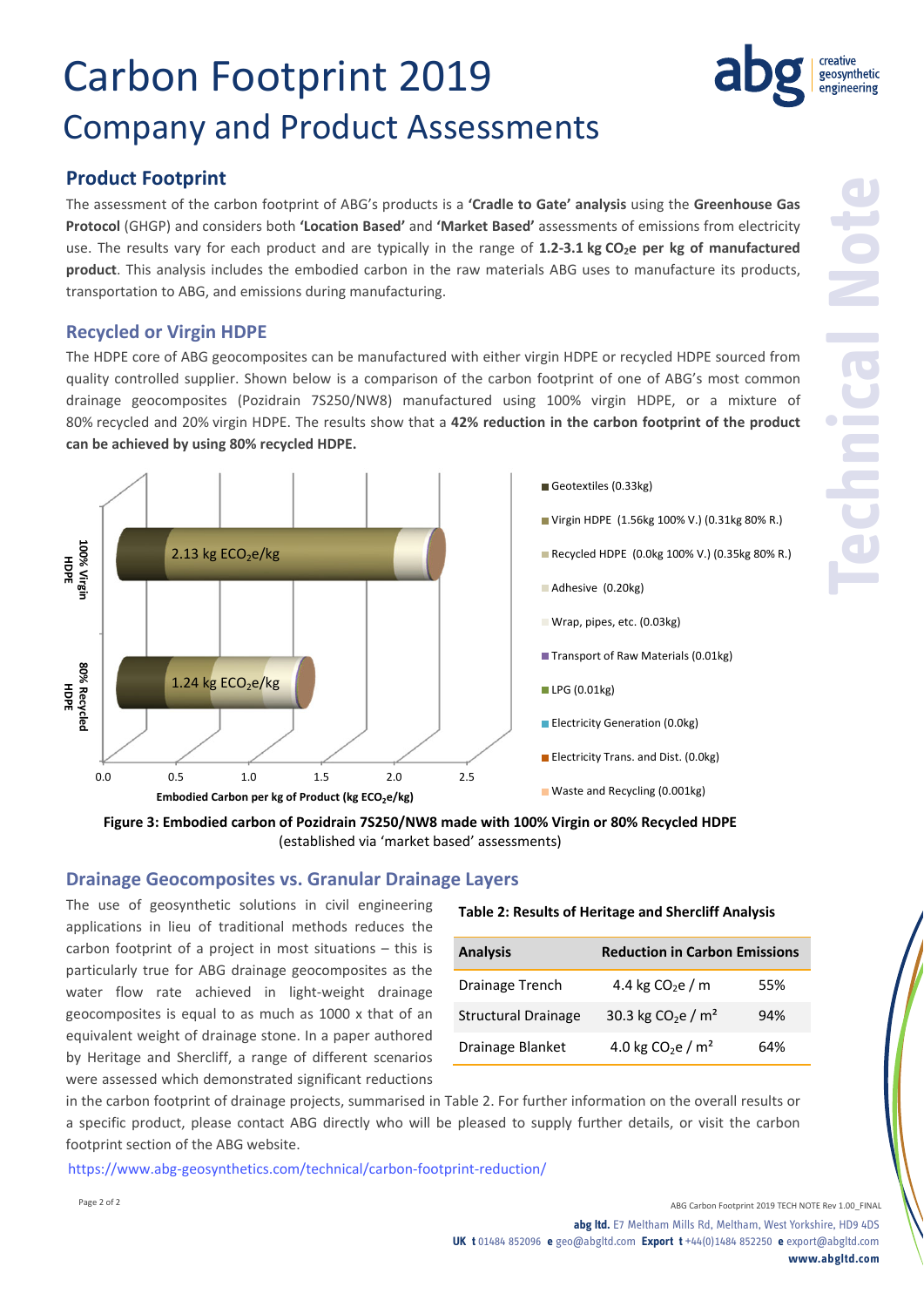# Carbon Footprint 2019
## Company and Product Assessments

### Product Footprint

The assessment of the carbon footprint of ABG's products is a **'Cradle to Gate' analysis** using the **Greenhouse Gas Protocol** (GHGP) and considers both **'Location Based'** and **'Market Based'** assessments of emissions from electricity use. The results vary for each product and are typically in the range of **1.2-3.1 kg $CO_2e$ per kg of manufactured product**. This analysis includes the embodied carbon in the raw materials ABG uses to manufacture its products, transportation to ABG, and emissions during manufacturing.

### Recycled or Virgin HDPE

The HDPE core of ABG geocomposites can be manufactured with either virgin HDPE or recycled HDPE sourced from quality controlled supplier. Shown below is a comparison of the carbon footprint of one of ABG's most common drainage geocomposites (Pozidrain 7S250/NW8) manufactured using 100% virgin HDPE, or a mixture of 80% recycled and 20% virgin HDPE. The results show that a **42% reduction in the carbon footprint of the product can be achieved by using 80% recycled HDPE.**

100% Virgin HDPE
2.13 kg $ECO_2e$/kg

80% Recycled HDPE
1.24 kg $ECO_2e$/kg

0.0 0.5 1.0 1.5 2.0 2.5

Embodied Carbon per kg of Product (kg $ECO_2e$/kg)

- Geotextiles (0.33kg)
- Virgin HDPE (1.56kg 100% V.) (0.31kg 80% R.)
- Recycled HDPE (0.0kg 100% V.) (0.35kg 80% R.)
- Adhesive (0.20kg)
- Wrap, pipes, etc. (0.03kg)
- Transport of Raw Materials (0.01kg)
- LPG (0.01kg)
- Electricity Generation (0.0kg)
- Electricity Trans. and Dist. (0.0kg)
- Waste and Recycling (0.001kg)

**Figure 3: Embodied carbon of Pozidrain 7S250/NW8 made with 100% Virgin or 80% Recycled HDPE** (established via 'market based' assessments)

### Drainage Geocomposites vs. Granular Drainage Layers

The use of geosynthetic solutions in civil engineering applications in lieu of traditional methods reduces the carbon footprint of a project in most situations – this is particularly true for ABG drainage geocomposites as the water flow rate achieved in light-weight drainage geocomposites is equal to as much as 1000 x that of an equivalent weight of drainage stone. In a paper authored by Heritage and Shercliff, a range of different scenarios were assessed which demonstrated significant reductions in the carbon footprint of drainage projects, summarised in Table 2. For further information on the overall results or a specific product, please contact ABG directly who will be pleased to supply further details, or visit the carbon footprint section of the ABG website.

**Table 2: Results of Heritage and Shercliff Analysis**

| Analysis | Reduction in Carbon Emissions | |
|---|---|---|
| Drainage Trench | 4.4 kg $CO_2e$ / m | 55% |
| Structural Drainage | 30.3 kg $CO_2e$ / m² | 94% |
| Drainage Blanket | 4.0 kg $CO_2e$ / m² | 64% |

https://www.abg-geosynthetics.com/technical/carbon-footprint-reduction/